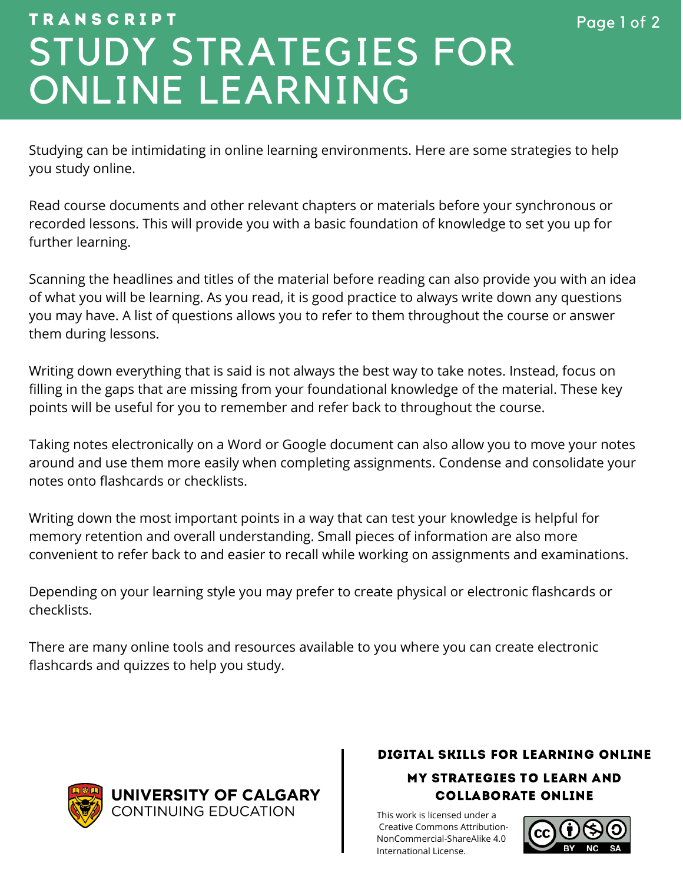TRANSCRIPT

# STUDY STRATEGIES FOR ONLINE LEARNING

Studying can be intimidating in online learning environments. Here are some strategies to help you study online.

Read course documents and other relevant chapters or materials before your synchronous or recorded lessons. This will provide you with a basic foundation of knowledge to set you up for further learning.

Scanning the headlines and titles of the material before reading can also provide you with an idea of what you will be learning. As you read, it is good practice to always write down any questions you may have. A list of questions allows you to refer to them throughout the course or answer them during lessons.

Writing down everything that is said is not always the best way to take notes. Instead, focus on filling in the gaps that are missing from your foundational knowledge of the material. These key points will be useful for you to remember and refer back to throughout the course.

Taking notes electronically on a Word or Google document can also allow you to move your notes around and use them more easily when completing assignments. Condense and consolidate your notes onto flashcards or checklists.

Writing down the most important points in a way that can test your knowledge is helpful for memory retention and overall understanding. Small pieces of information are also more convenient to refer back to and easier to recall while working on assignments and examinations.

Depending on your learning style you may prefer to create physical or electronic flashcards or checklists.

There are many online tools and resources available to you where you can create electronic flashcards and quizzes to help you study.

UNIVERSITY OF CALGARY
CONTINUING EDUCATION

**DIGITAL SKILLS FOR LEARNING ONLINE**

**MY STRATEGIES TO LEARN AND COLLABORATE ONLINE**

This work is licensed under a Creative Commons Attribution-NonCommercial-ShareAlike 4.0 International License.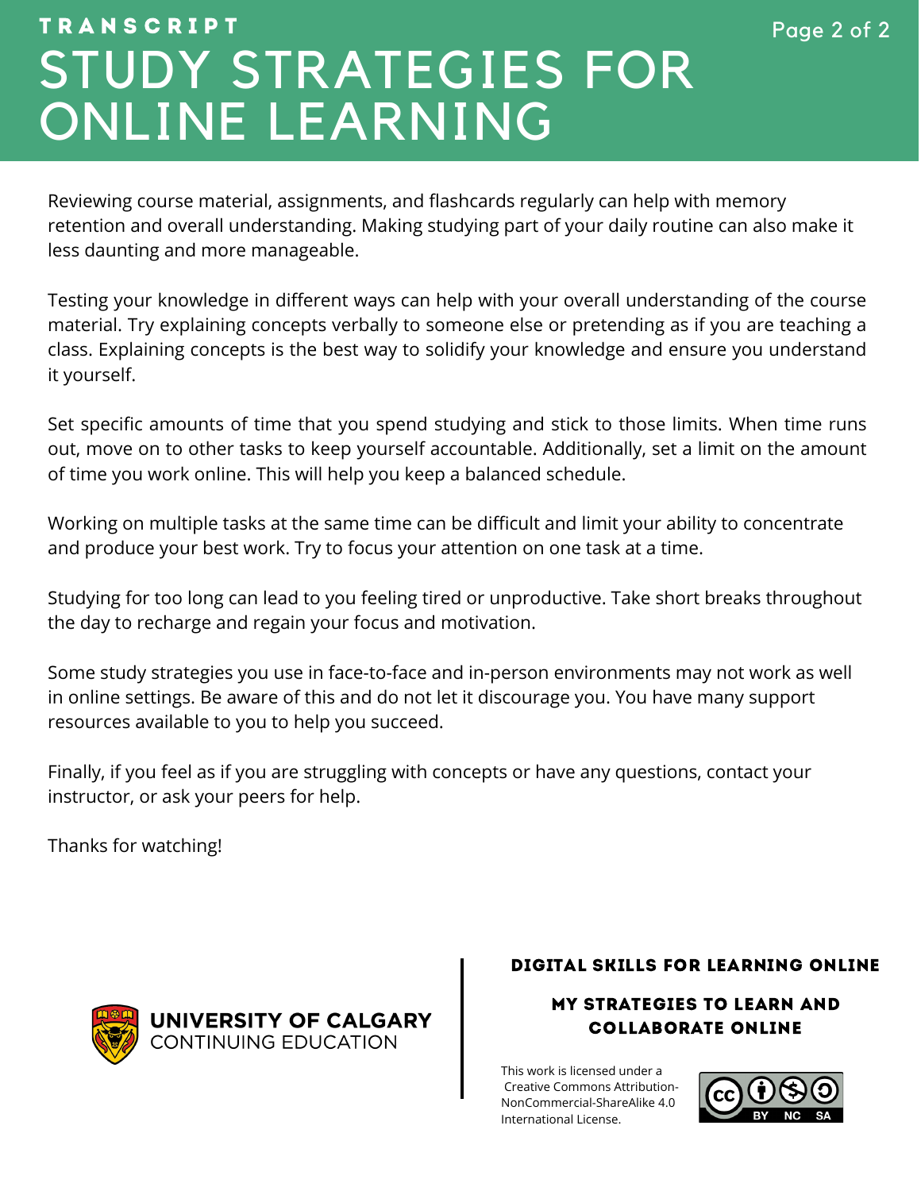# TRANSCRIPT
# STUDY STRATEGIES FOR ONLINE LEARNING

Reviewing course material, assignments, and flashcards regularly can help with memory retention and overall understanding. Making studying part of your daily routine can also make it less daunting and more manageable.

Testing your knowledge in different ways can help with your overall understanding of the course material. Try explaining concepts verbally to someone else or pretending as if you are teaching a class. Explaining concepts is the best way to solidify your knowledge and ensure you understand it yourself.

Set specific amounts of time that you spend studying and stick to those limits. When time runs out, move on to other tasks to keep yourself accountable. Additionally, set a limit on the amount of time you work online. This will help you keep a balanced schedule.

Working on multiple tasks at the same time can be difficult and limit your ability to concentrate and produce your best work. Try to focus your attention on one task at a time.

Studying for too long can lead to you feeling tired or unproductive. Take short breaks throughout the day to recharge and regain your focus and motivation.

Some study strategies you use in face-to-face and in-person environments may not work as well in online settings. Be aware of this and do not let it discourage you. You have many support resources available to you to help you succeed.

Finally, if you feel as if you are struggling with concepts or have any questions, contact your instructor, or ask your peers for help.

Thanks for watching!

UNIVERSITY OF CALGARY
CONTINUING EDUCATION

**DIGITAL SKILLS FOR LEARNING ONLINE**

**MY STRATEGIES TO LEARN AND COLLABORATE ONLINE**

This work is licensed under a Creative Commons Attribution-NonCommercial-ShareAlike 4.0 International License.